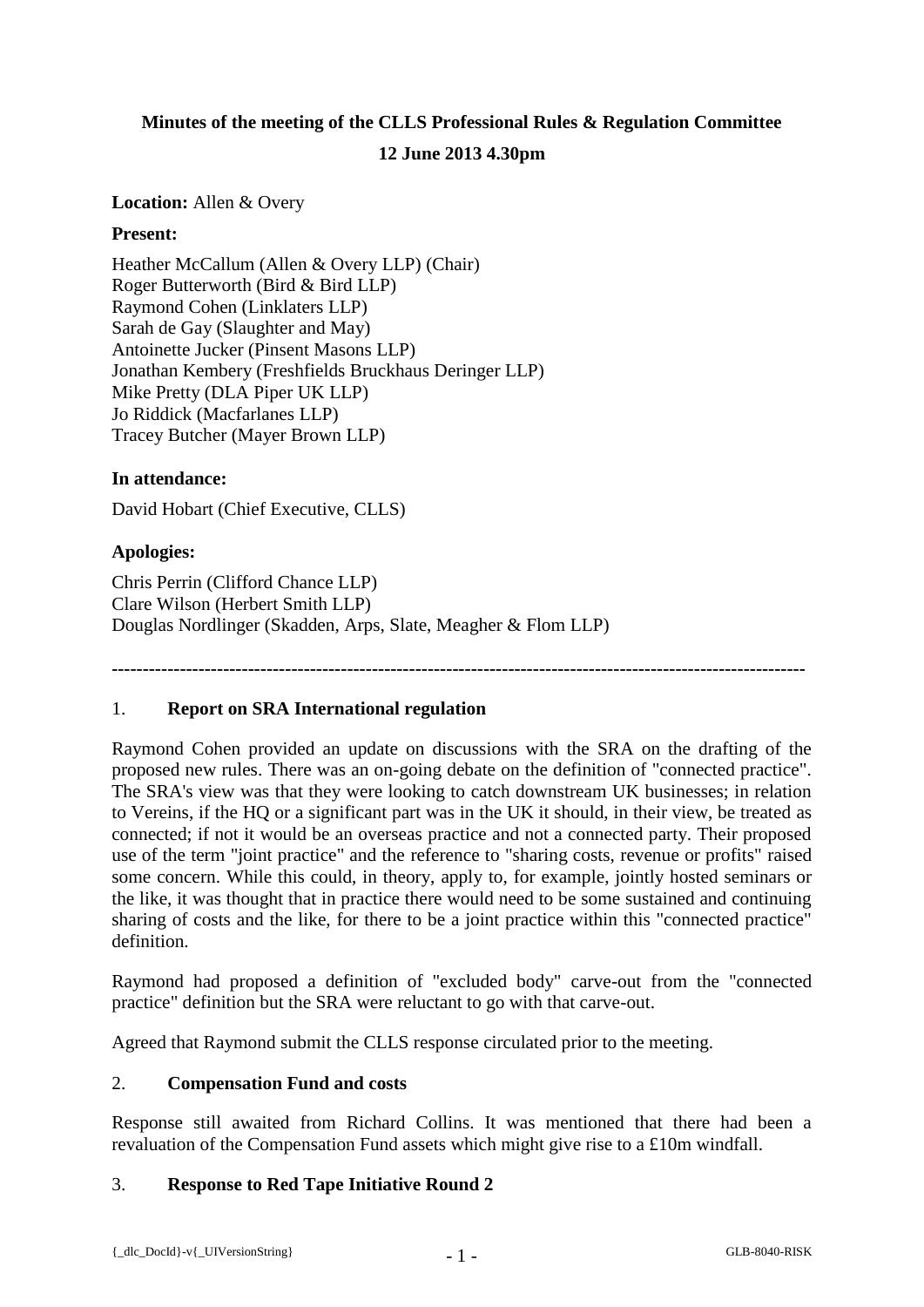**Minutes of the meeting of the CLLS Professional Rules & Regulation Committee**

**12 June 2013 4.30pm**

**Location:** Allen & Overy

**Present:**

Heather McCallum (Allen & Overy LLP) (Chair)
Roger Butterworth (Bird & Bird LLP)
Raymond Cohen (Linklaters LLP)
Sarah de Gay (Slaughter and May)
Antoinette Jucker (Pinsent Masons LLP)
Jonathan Kembery (Freshfields Bruckhaus Deringer LLP)
Mike Pretty (DLA Piper UK LLP)
Jo Riddick (Macfarlanes LLP)
Tracey Butcher (Mayer Brown LLP)

**In attendance:**

David Hobart (Chief Executive, CLLS)

**Apologies:**

Chris Perrin (Clifford Chance LLP)
Clare Wilson (Herbert Smith LLP)
Douglas Nordlinger (Skadden, Arps, Slate, Meagher & Flom LLP)

---

1. **Report on SRA International regulation**

Raymond Cohen provided an update on discussions with the SRA on the drafting of the proposed new rules. There was an on-going debate on the definition of "connected practice". The SRA's view was that they were looking to catch downstream UK businesses; in relation to Vereins, if the HQ or a significant part was in the UK it should, in their view, be treated as connected; if not it would be an overseas practice and not a connected party. Their proposed use of the term "joint practice" and the reference to "sharing costs, revenue or profits" raised some concern. While this could, in theory, apply to, for example, jointly hosted seminars or the like, it was thought that in practice there would need to be some sustained and continuing sharing of costs and the like, for there to be a joint practice within this "connected practice" definition.

Raymond had proposed a definition of "excluded body" carve-out from the "connected practice" definition but the SRA were reluctant to go with that carve-out.

Agreed that Raymond submit the CLLS response circulated prior to the meeting.

2. **Compensation Fund and costs**

Response still awaited from Richard Collins. It was mentioned that there had been a revaluation of the Compensation Fund assets which might give rise to a £10m windfall.

3. **Response to Red Tape Initiative Round 2**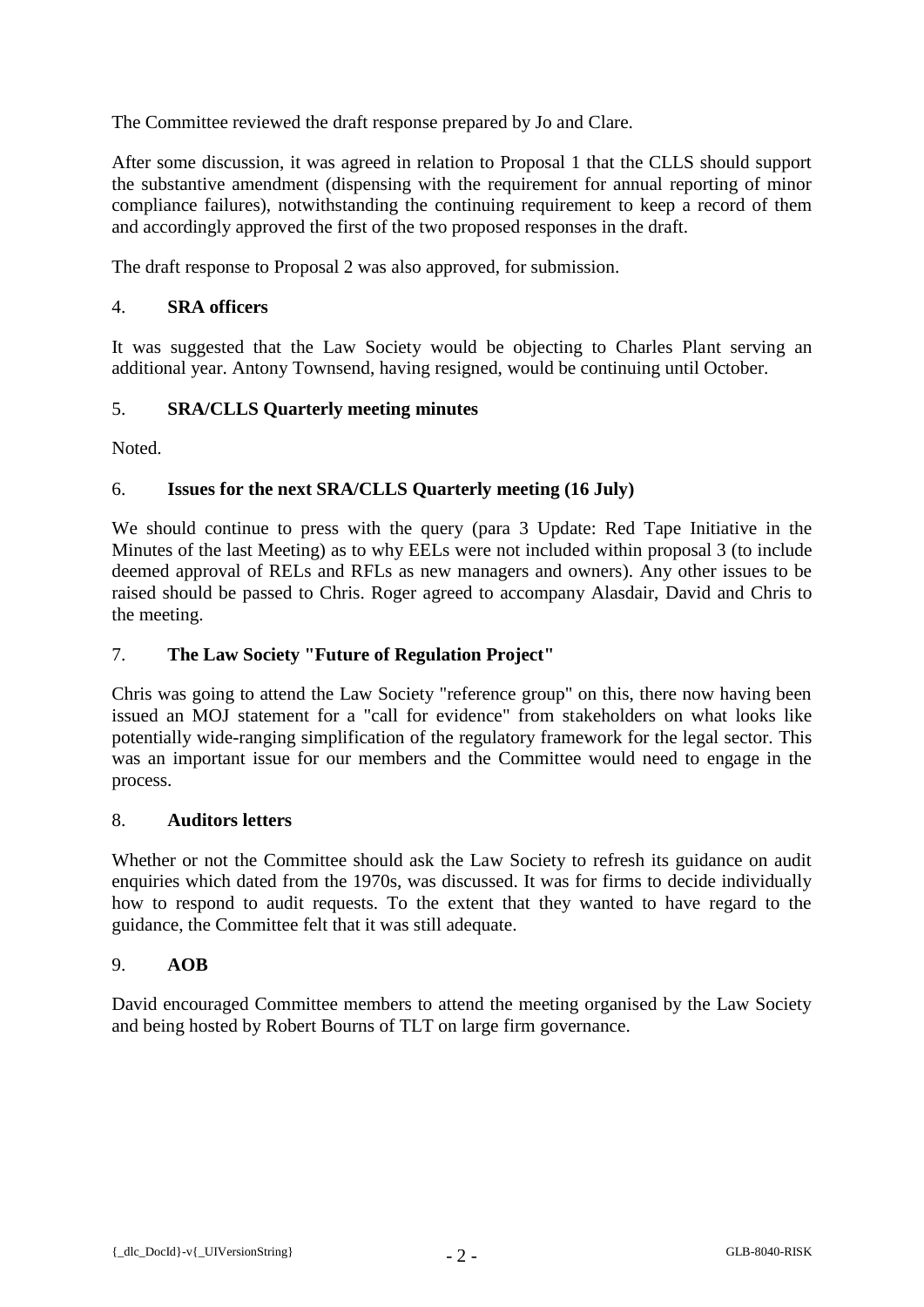The Committee reviewed the draft response prepared by Jo and Clare.

After some discussion, it was agreed in relation to Proposal 1 that the CLLS should support the substantive amendment (dispensing with the requirement for annual reporting of minor compliance failures), notwithstanding the continuing requirement to keep a record of them and accordingly approved the first of the two proposed responses in the draft.

The draft response to Proposal 2 was also approved, for submission.

## 4. **SRA officers**

It was suggested that the Law Society would be objecting to Charles Plant serving an additional year. Antony Townsend, having resigned, would be continuing until October.

## 5. **SRA/CLLS Quarterly meeting minutes**

Noted.

## 6. **Issues for the next SRA/CLLS Quarterly meeting (16 July)**

We should continue to press with the query (para 3 Update: Red Tape Initiative in the Minutes of the last Meeting) as to why EELs were not included within proposal 3 (to include deemed approval of RELs and RFLs as new managers and owners). Any other issues to be raised should be passed to Chris. Roger agreed to accompany Alasdair, David and Chris to the meeting.

## 7. **The Law Society "Future of Regulation Project"**

Chris was going to attend the Law Society "reference group" on this, there now having been issued an MOJ statement for a "call for evidence" from stakeholders on what looks like potentially wide-ranging simplification of the regulatory framework for the legal sector. This was an important issue for our members and the Committee would need to engage in the process.

## 8. **Auditors letters**

Whether or not the Committee should ask the Law Society to refresh its guidance on audit enquiries which dated from the 1970s, was discussed. It was for firms to decide individually how to respond to audit requests. To the extent that they wanted to have regard to the guidance, the Committee felt that it was still adequate.

## 9. **AOB**

David encouraged Committee members to attend the meeting organised by the Law Society and being hosted by Robert Bourns of TLT on large firm governance.